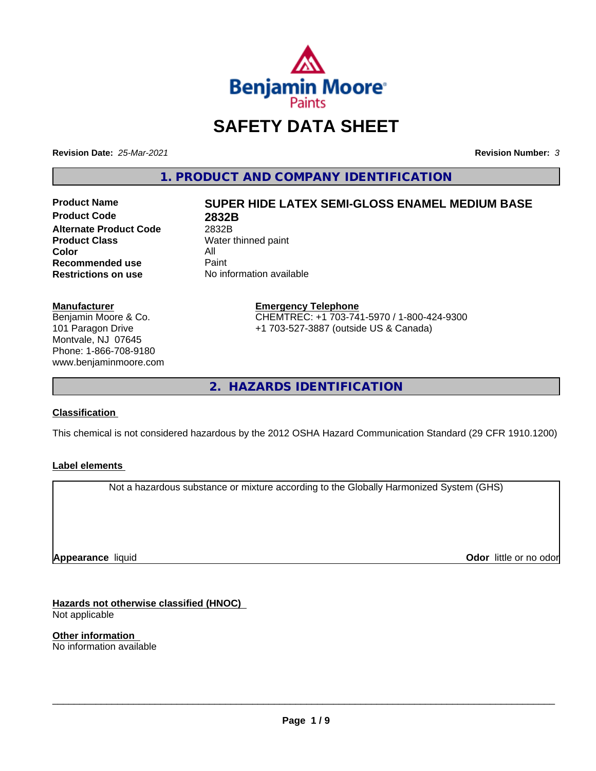Benjamin Moore Paints

# SAFETY DATA SHEET

**Revision Date:** *25-Mar-2021* **Revision Number:** *3*

## 1. PRODUCT AND COMPANY IDENTIFICATION

| | |
|---|---|
| **Product Name** | **SUPER HIDE LATEX SEMI-GLOSS ENAMEL MEDIUM BASE** |
| **Product Code** | **2832B** |
| **Alternate Product Code** | 2832B |
| **Product Class** | Water thinned paint |
| **Color** | All |
| **Recommended use** | Paint |
| **Restrictions on use** | No information available |

**Manufacturer**
Benjamin Moore & Co.
101 Paragon Drive
Montvale, NJ 07645
Phone: 1-866-708-9180
www.benjaminmoore.com

**Emergency Telephone**
CHEMTREC: +1 703-741-5970 / 1-800-424-9300
+1 703-527-3887 (outside US & Canada)

## 2. HAZARDS IDENTIFICATION

**Classification**

This chemical is not considered hazardous by the 2012 OSHA Hazard Communication Standard (29 CFR 1910.1200)

**Label elements**

Not a hazardous substance or mixture according to the Globally Harmonized System (GHS)

**Appearance** liquid **Odor** little or no odor

**Hazards not otherwise classified (HNOC)**
Not applicable

**Other information**
No information available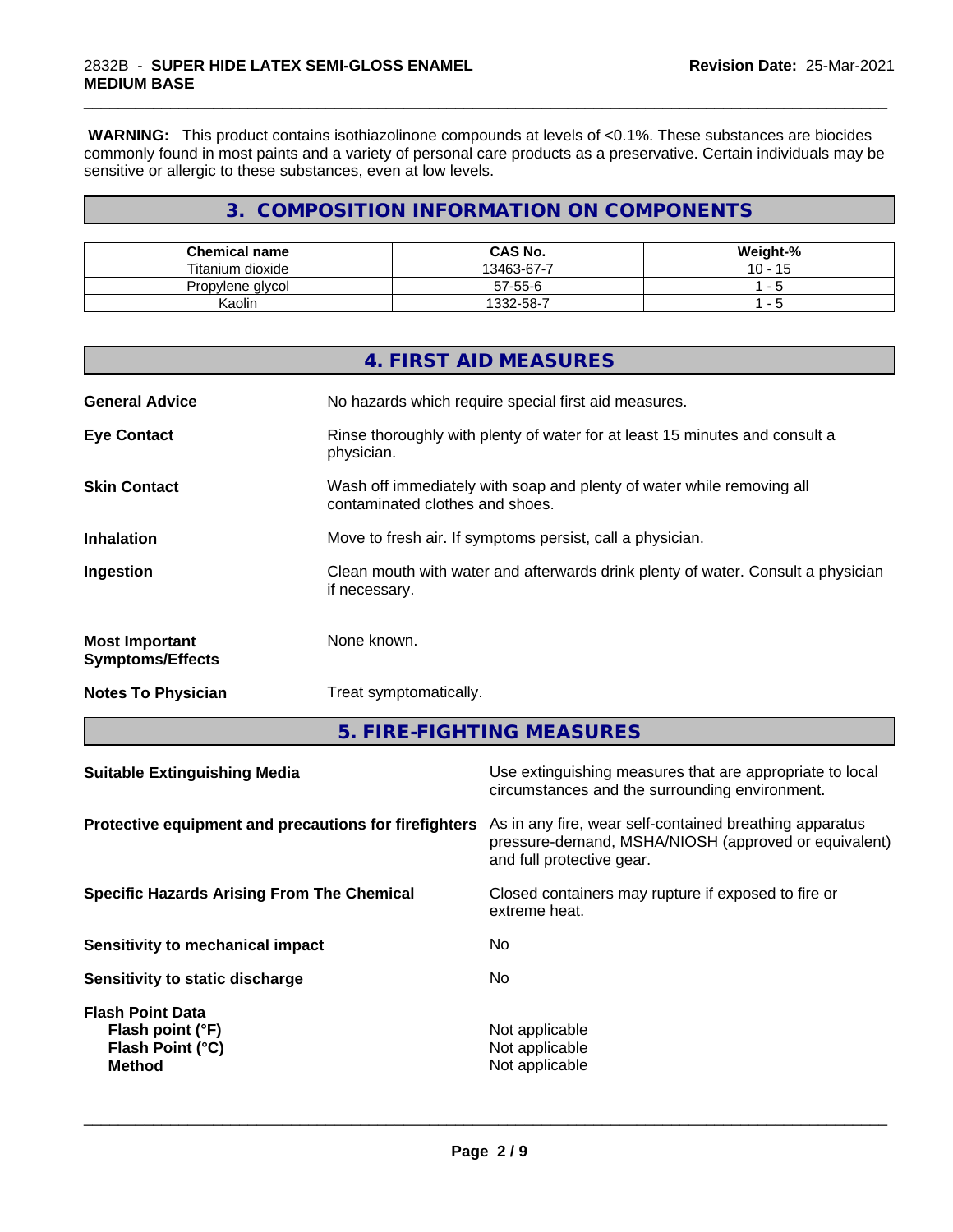**WARNING:** This product contains isothiazolinone compounds at levels of <0.1%. These substances are biocides commonly found in most paints and a variety of personal care products as a preservative. Certain individuals may be sensitive or allergic to these substances, even at low levels.

## 3. COMPOSITION INFORMATION ON COMPONENTS

| Chemical name | CAS No. | Weight-% |
|---|---|---|
| Titanium dioxide | 13463-67-7 | 10 - 15 |
| Propylene glycol | 57-55-6 | 1 - 5 |
| Kaolin | 1332-58-7 | 1 - 5 |

## 4. FIRST AID MEASURES

**General Advice**
No hazards which require special first aid measures.

**Eye Contact**
Rinse thoroughly with plenty of water for at least 15 minutes and consult a physician.

**Skin Contact**
Wash off immediately with soap and plenty of water while removing all contaminated clothes and shoes.

**Inhalation**
Move to fresh air. If symptoms persist, call a physician.

**Ingestion**
Clean mouth with water and afterwards drink plenty of water. Consult a physician if necessary.

**Most Important Symptoms/Effects**
None known.

**Notes To Physician**
Treat symptomatically.

## 5. FIRE-FIGHTING MEASURES

**Suitable Extinguishing Media**
Use extinguishing measures that are appropriate to local circumstances and the surrounding environment.

**Protective equipment and precautions for firefighters**
As in any fire, wear self-contained breathing apparatus pressure-demand, MSHA/NIOSH (approved or equivalent) and full protective gear.

**Specific Hazards Arising From The Chemical**
Closed containers may rupture if exposed to fire or extreme heat.

**Sensitivity to mechanical impact**
No

**Sensitivity to static discharge**
No

**Flash Point Data**
**Flash point (°F)** Not applicable
**Flash Point (°C)** Not applicable
**Method** Not applicable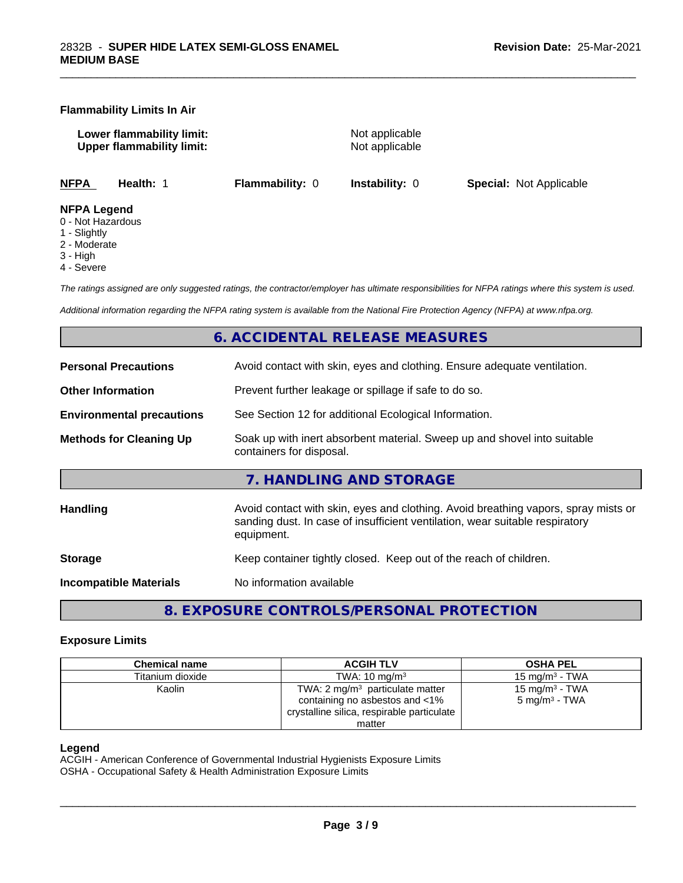### Flammability Limits In Air

**Lower flammability limit:** Not applicable
**Upper flammability limit:** Not applicable

**NFPA** **Health:** 1 **Flammability:** 0 **Instability:** 0 **Special:** Not Applicable

**NFPA Legend**
0 - Not Hazardous
1 - Slightly
2 - Moderate
3 - High
4 - Severe

*The ratings assigned are only suggested ratings, the contractor/employer has ultimate responsibilities for NFPA ratings where this system is used.*

*Additional information regarding the NFPA rating system is available from the National Fire Protection Agency (NFPA) at www.nfpa.org.*

## 6. ACCIDENTAL RELEASE MEASURES

**Personal Precautions** Avoid contact with skin, eyes and clothing. Ensure adequate ventilation.

**Other Information** Prevent further leakage or spillage if safe to do so.

**Environmental precautions** See Section 12 for additional Ecological Information.

**Methods for Cleaning Up** Soak up with inert absorbent material. Sweep up and shovel into suitable containers for disposal.

## 7. HANDLING AND STORAGE

**Handling** Avoid contact with skin, eyes and clothing. Avoid breathing vapors, spray mists or sanding dust. In case of insufficient ventilation, wear suitable respiratory equipment.

**Storage** Keep container tightly closed. Keep out of the reach of children.

**Incompatible Materials** No information available

## 8. EXPOSURE CONTROLS/PERSONAL PROTECTION

### Exposure Limits

| Chemical name | ACGIH TLV | OSHA PEL |
|---|---|---|
| Titanium dioxide | TWA: 10 mg/m³ | 15 mg/m³ - TWA |
| Kaolin | TWA: 2 mg/m³ particulate matter containing no asbestos and <1% crystalline silica, respirable particulate matter | 15 mg/m³ - TWA<br>5 mg/m³ - TWA |

**Legend**
ACGIH - American Conference of Governmental Industrial Hygienists Exposure Limits
OSHA - Occupational Safety & Health Administration Exposure Limits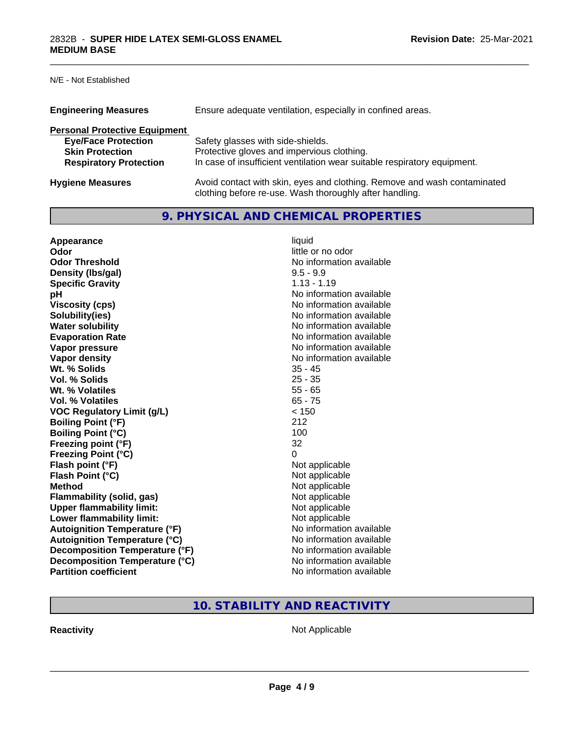N/E - Not Established

| | |
|---|---|
| **Engineering Measures** | Ensure adequate ventilation, especially in confined areas. |

**Personal Protective Equipment**

| | |
|---|---|
| **Eye/Face Protection** | Safety glasses with side-shields. |
| **Skin Protection** | Protective gloves and impervious clothing. |
| **Respiratory Protection** | In case of insufficient ventilation wear suitable respiratory equipment. |

| | |
|---|---|
| **Hygiene Measures** | Avoid contact with skin, eyes and clothing. Remove and wash contaminated clothing before re-use. Wash thoroughly after handling. |

## 9. PHYSICAL AND CHEMICAL PROPERTIES

| | |
|---|---|
| **Appearance** | liquid |
| **Odor** | little or no odor |
| **Odor Threshold** | No information available |
| **Density (lbs/gal)** | 9.5 - 9.9 |
| **Specific Gravity** | 1.13 - 1.19 |
| **pH** | No information available |
| **Viscosity (cps)** | No information available |
| **Solubility(ies)** | No information available |
| **Water solubility** | No information available |
| **Evaporation Rate** | No information available |
| **Vapor pressure** | No information available |
| **Vapor density** | No information available |
| **Wt. % Solids** | 35 - 45 |
| **Vol. % Solids** | 25 - 35 |
| **Wt. % Volatiles** | 55 - 65 |
| **Vol. % Volatiles** | 65 - 75 |
| **VOC Regulatory Limit (g/L)** | < 150 |
| **Boiling Point (°F)** | 212 |
| **Boiling Point (°C)** | 100 |
| **Freezing point (°F)** | 32 |
| **Freezing Point (°C)** | 0 |
| **Flash point (°F)** | Not applicable |
| **Flash Point (°C)** | Not applicable |
| **Method** | Not applicable |
| **Flammability (solid, gas)** | Not applicable |
| **Upper flammability limit:** | Not applicable |
| **Lower flammability limit:** | Not applicable |
| **Autoignition Temperature (°F)** | No information available |
| **Autoignition Temperature (°C)** | No information available |
| **Decomposition Temperature (°F)** | No information available |
| **Decomposition Temperature (°C)** | No information available |
| **Partition coefficient** | No information available |

## 10. STABILITY AND REACTIVITY

| | |
|---|---|
| **Reactivity** | Not Applicable |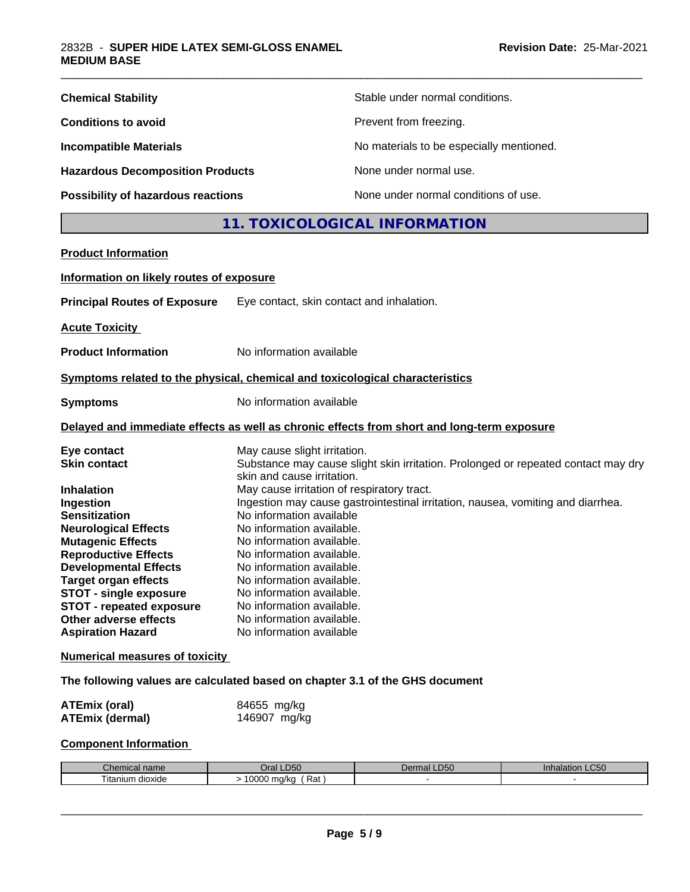| | |
|---|---|
| **Chemical Stability** | Stable under normal conditions. |
| **Conditions to avoid** | Prevent from freezing. |
| **Incompatible Materials** | No materials to be especially mentioned. |
| **Hazardous Decomposition Products** | None under normal use. |
| **Possibility of hazardous reactions** | None under normal conditions of use. |

## 11. TOXICOLOGICAL INFORMATION

**Product Information**

**Information on likely routes of exposure**

**Principal Routes of Exposure** Eye contact, skin contact and inhalation.

**Acute Toxicity**

**Product Information** No information available

**Symptoms related to the physical, chemical and toxicological characteristics**

**Symptoms** No information available

**Delayed and immediate effects as well as chronic effects from short and long-term exposure**

| | |
|---|---|
| **Eye contact** | May cause slight irritation. |
| **Skin contact** | Substance may cause slight skin irritation. Prolonged or repeated contact may dry skin and cause irritation. |
| **Inhalation** | May cause irritation of respiratory tract. |
| **Ingestion** | Ingestion may cause gastrointestinal irritation, nausea, vomiting and diarrhea. |
| **Sensitization** | No information available |
| **Neurological Effects** | No information available. |
| **Mutagenic Effects** | No information available. |
| **Reproductive Effects** | No information available. |
| **Developmental Effects** | No information available. |
| **Target organ effects** | No information available. |
| **STOT - single exposure** | No information available. |
| **STOT - repeated exposure** | No information available. |
| **Other adverse effects** | No information available. |
| **Aspiration Hazard** | No information available |

**Numerical measures of toxicity**

**The following values are calculated based on chapter 3.1 of the GHS document**

| | |
|---|---|
| **ATEmix (oral)** | 84655 mg/kg |
| **ATEmix (dermal)** | 146907 mg/kg |

**Component Information**

| Chemical name | Oral LD50 | Dermal LD50 | Inhalation LC50 |
|---|---|---|---|
| Titanium dioxide | > 10000 mg/kg ( Rat ) | - | - |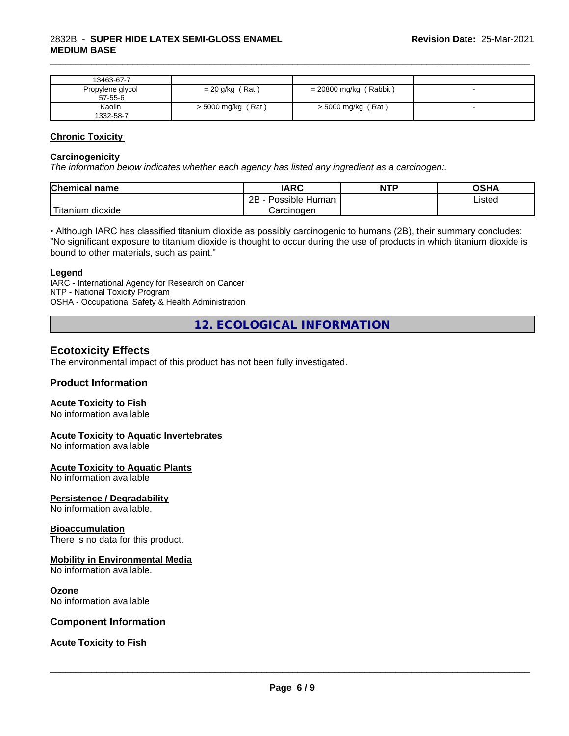| | | | |
|---|---|---|---|
| 13463-67-7 | | | |
| Propylene glycol<br>57-55-6 | = 20 g/kg ( Rat ) | = 20800 mg/kg ( Rabbit ) | - |
| Kaolin<br>1332-58-7 | > 5000 mg/kg ( Rat ) | > 5000 mg/kg ( Rat ) | - |

## Chronic Toxicity

### Carcinogenicity

*The information below indicates whether each agency has listed any ingredient as a carcinogen:.*

| Chemical name | IARC | NTP | OSHA |
|---|---|---|---|
| Titanium dioxide | 2B - Possible Human Carcinogen | | Listed |

• Although IARC has classified titanium dioxide as possibly carcinogenic to humans (2B), their summary concludes: "No significant exposure to titanium dioxide is thought to occur during the use of products in which titanium dioxide is bound to other materials, such as paint."

### Legend

IARC - International Agency for Research on Cancer
NTP - National Toxicity Program
OSHA - Occupational Safety & Health Administration

# 12. ECOLOGICAL INFORMATION

## Ecotoxicity Effects

The environmental impact of this product has not been fully investigated.

## Product Information

### Acute Toxicity to Fish

No information available

### Acute Toxicity to Aquatic Invertebrates

No information available

### Acute Toxicity to Aquatic Plants

No information available

### Persistence / Degradability

No information available.

### Bioaccumulation

There is no data for this product.

### Mobility in Environmental Media

No information available.

### Ozone

No information available

## Component Information

### Acute Toxicity to Fish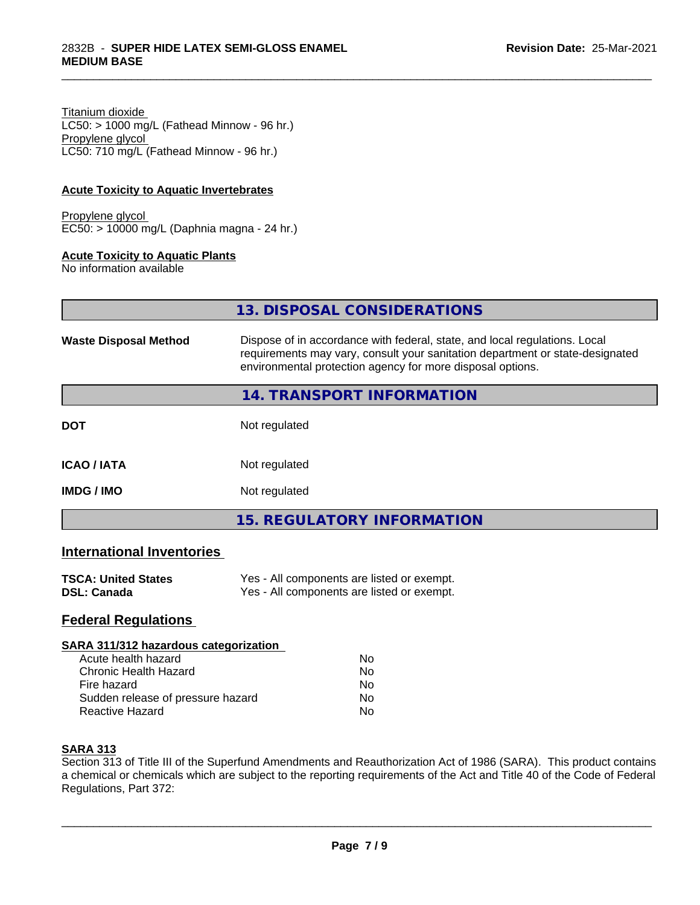Titanium dioxide
LC50: > 1000 mg/L (Fathead Minnow - 96 hr.)
Propylene glycol
LC50: 710 mg/L (Fathead Minnow - 96 hr.)

**Acute Toxicity to Aquatic Invertebrates**

Propylene glycol
EC50: > 10000 mg/L (Daphnia magna - 24 hr.)

**Acute Toxicity to Aquatic Plants**
No information available

## 13. DISPOSAL CONSIDERATIONS

**Waste Disposal Method** Dispose of in accordance with federal, state, and local regulations. Local requirements may vary, consult your sanitation department or state-designated environmental protection agency for more disposal options.

## 14. TRANSPORT INFORMATION

**DOT** Not regulated

**ICAO / IATA** Not regulated

**IMDG / IMO** Not regulated

## 15. REGULATORY INFORMATION

### International Inventories

**TSCA: United States** Yes - All components are listed or exempt.
**DSL: Canada** Yes - All components are listed or exempt.

### Federal Regulations

**SARA 311/312 hazardous categorization**

| | |
|---|---|
| Acute health hazard | No |
| Chronic Health Hazard | No |
| Fire hazard | No |
| Sudden release of pressure hazard | No |
| Reactive Hazard | No |

**SARA 313**
Section 313 of Title III of the Superfund Amendments and Reauthorization Act of 1986 (SARA). This product contains a chemical or chemicals which are subject to the reporting requirements of the Act and Title 40 of the Code of Federal Regulations, Part 372: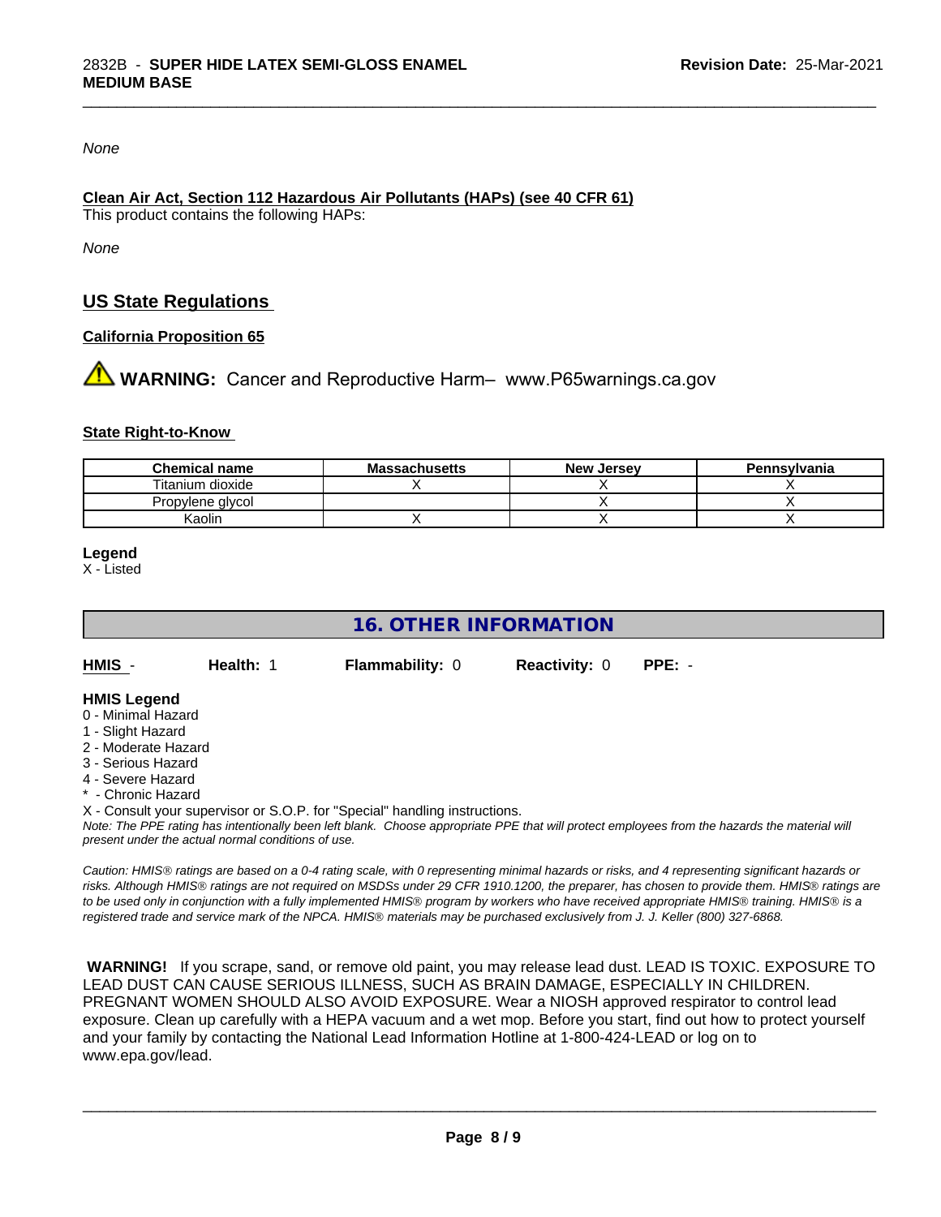*None*

**Clean Air Act, Section 112 Hazardous Air Pollutants (HAPs) (see 40 CFR 61)**

This product contains the following HAPs:

*None*

## US State Regulations

**California Proposition 65**

⚠ **WARNING:** Cancer and Reproductive Harm– www.P65warnings.ca.gov

**State Right-to-Know**

| Chemical name | Massachusetts | New Jersey | Pennsylvania |
|---|---|---|---|
| Titanium dioxide | X | X | X |
| Propylene glycol | | X | X |
| Kaolin | X | X | X |

**Legend**

X - Listed

## 16. OTHER INFORMATION

**HMIS** - **Health:** 1 **Flammability:** 0 **Reactivity:** 0 **PPE:** -

**HMIS Legend**

0 - Minimal Hazard
1 - Slight Hazard
2 - Moderate Hazard
3 - Serious Hazard
4 - Severe Hazard
* - Chronic Hazard
X - Consult your supervisor or S.O.P. for "Special" handling instructions.

*Note: The PPE rating has intentionally been left blank. Choose appropriate PPE that will protect employees from the hazards the material will present under the actual normal conditions of use.*

*Caution: HMIS® ratings are based on a 0-4 rating scale, with 0 representing minimal hazards or risks, and 4 representing significant hazards or risks. Although HMIS® ratings are not required on MSDSs under 29 CFR 1910.1200, the preparer, has chosen to provide them. HMIS® ratings are to be used only in conjunction with a fully implemented HMIS® program by workers who have received appropriate HMIS® training. HMIS® is a registered trade and service mark of the NPCA. HMIS® materials may be purchased exclusively from J. J. Keller (800) 327-6868.*

**WARNING!** If you scrape, sand, or remove old paint, you may release lead dust. LEAD IS TOXIC. EXPOSURE TO LEAD DUST CAN CAUSE SERIOUS ILLNESS, SUCH AS BRAIN DAMAGE, ESPECIALLY IN CHILDREN. PREGNANT WOMEN SHOULD ALSO AVOID EXPOSURE. Wear a NIOSH approved respirator to control lead exposure. Clean up carefully with a HEPA vacuum and a wet mop. Before you start, find out how to protect yourself and your family by contacting the National Lead Information Hotline at 1-800-424-LEAD or log on to www.epa.gov/lead.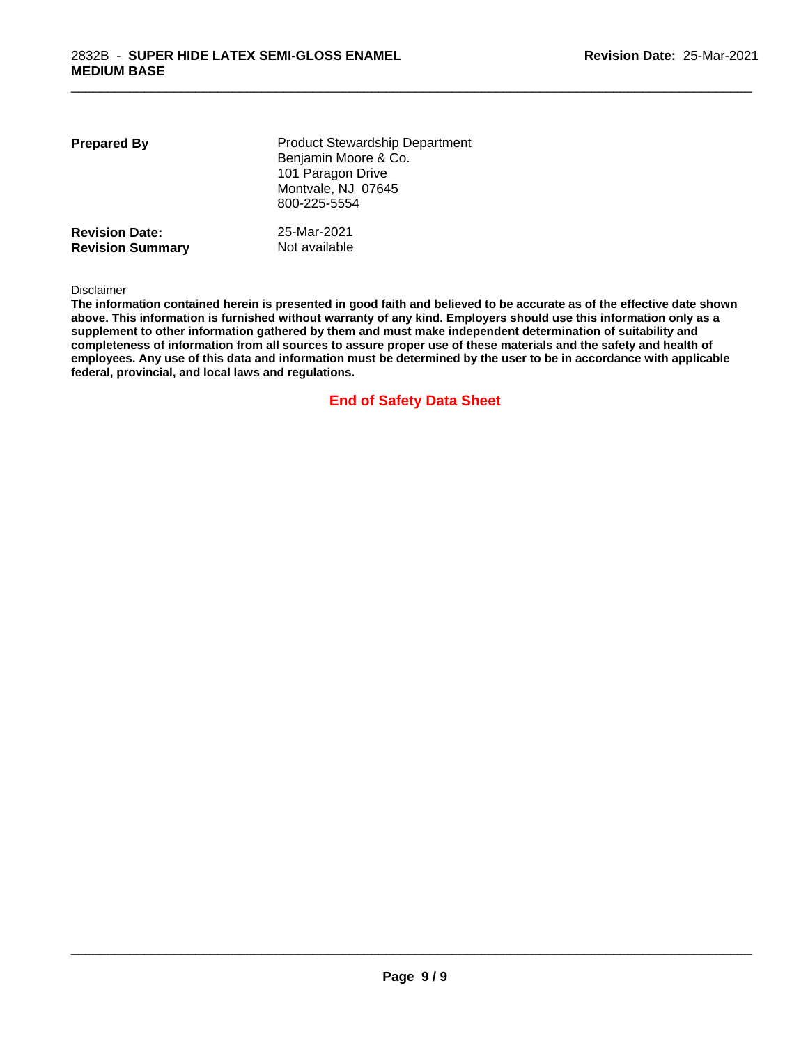| | |
|---|---|
| **Prepared By** | Product Stewardship Department<br>Benjamin Moore & Co.<br>101 Paragon Drive<br>Montvale, NJ 07645<br>800-225-5554 |
| **Revision Date:** | 25-Mar-2021 |
| **Revision Summary** | Not available |

Disclaimer

**The information contained herein is presented in good faith and believed to be accurate as of the effective date shown above. This information is furnished without warranty of any kind. Employers should use this information only as a supplement to other information gathered by them and must make independent determination of suitability and completeness of information from all sources to assure proper use of these materials and the safety and health of employees. Any use of this data and information must be determined by the user to be in accordance with applicable federal, provincial, and local laws and regulations.**

**End of Safety Data Sheet**